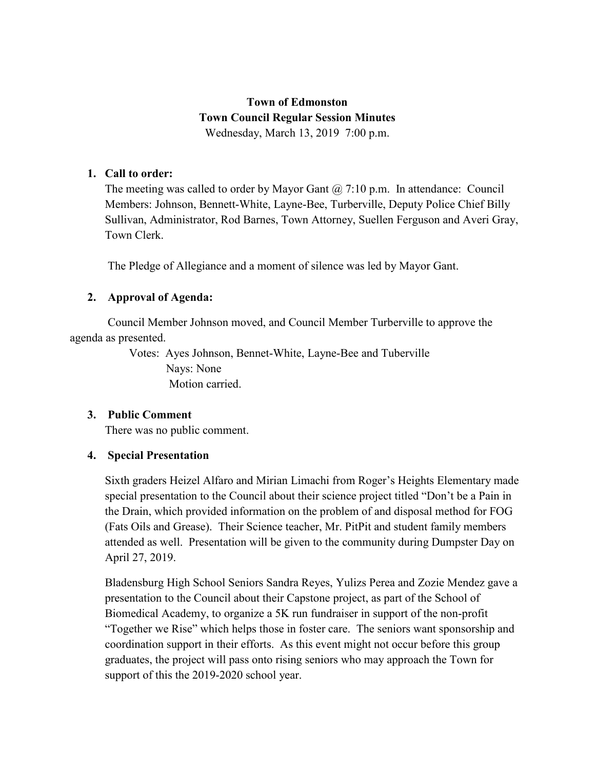# Town of Edmonston
## Town Council Regular Session Minutes

Wednesday, March 13, 2019 7:00 p.m.

1. **Call to order:**

   The meeting was called to order by Mayor Gant @ 7:10 p.m. In attendance: Council Members: Johnson, Bennett-White, Layne-Bee, Turberville, Deputy Police Chief Billy Sullivan, Administrator, Rod Barnes, Town Attorney, Suellen Ferguson and Averi Gray, Town Clerk.

   The Pledge of Allegiance and a moment of silence was led by Mayor Gant.

2. **Approval of Agenda:**

   Council Member Johnson moved, and Council Member Turberville to approve the agenda as presented.

   Votes: Ayes Johnson, Bennet-White, Layne-Bee and Tuberville
   Nays: None
   Motion carried.

3. **Public Comment**

   There was no public comment.

4. **Special Presentation**

   Sixth graders Heizel Alfaro and Mirian Limachi from Roger's Heights Elementary made special presentation to the Council about their science project titled "Don't be a Pain in the Drain, which provided information on the problem of and disposal method for FOG (Fats Oils and Grease). Their Science teacher, Mr. PitPit and student family members attended as well. Presentation will be given to the community during Dumpster Day on April 27, 2019.

   Bladensburg High School Seniors Sandra Reyes, Yulizs Perea and Zozie Mendez gave a presentation to the Council about their Capstone project, as part of the School of Biomedical Academy, to organize a 5K run fundraiser in support of the non-profit "Together we Rise" which helps those in foster care. The seniors want sponsorship and coordination support in their efforts. As this event might not occur before this group graduates, the project will pass onto rising seniors who may approach the Town for support of this the 2019-2020 school year.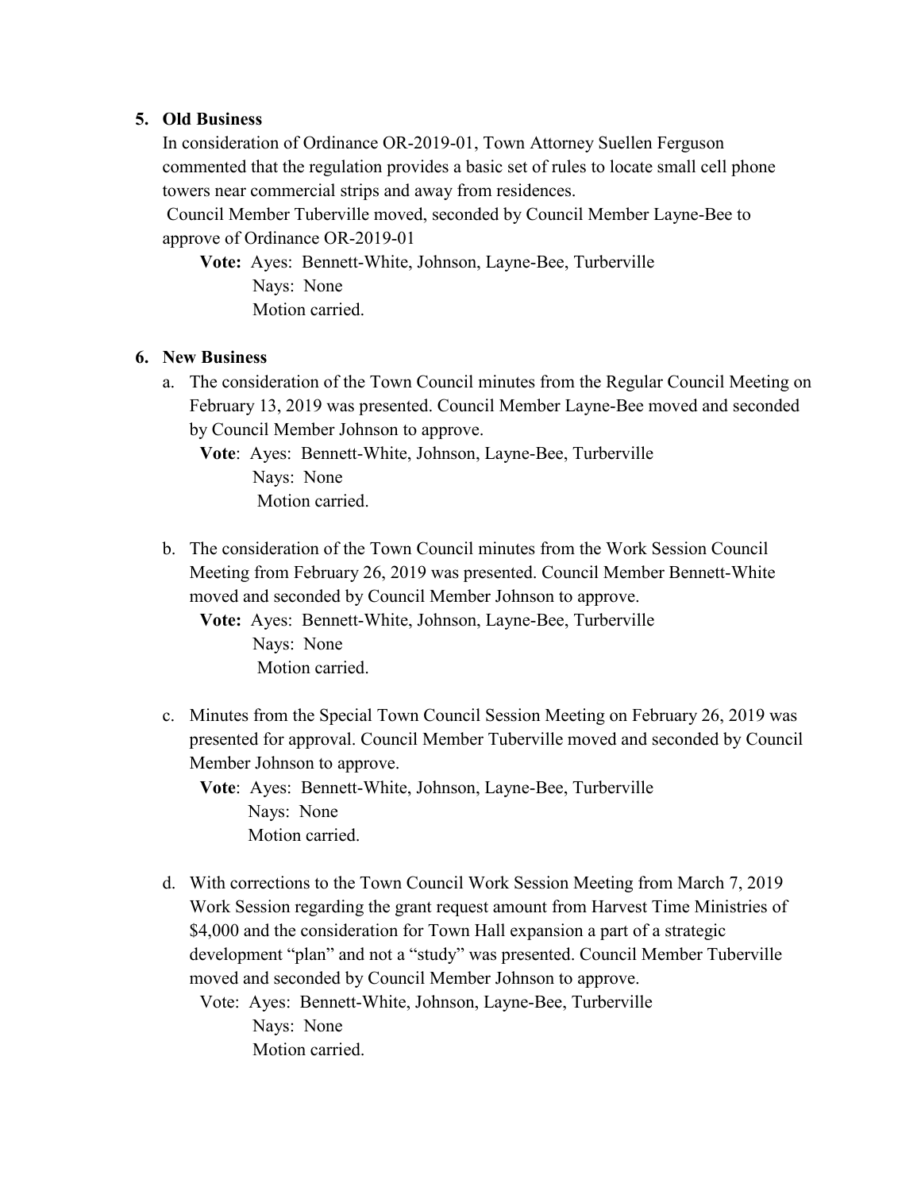5. **Old Business**

In consideration of Ordinance OR-2019-01, Town Attorney Suellen Ferguson commented that the regulation provides a basic set of rules to locate small cell phone towers near commercial strips and away from residences.

Council Member Tuberville moved, seconded by Council Member Layne-Bee to approve of Ordinance OR-2019-01

**Vote:** Ayes: Bennett-White, Johnson, Layne-Bee, Turberville
Nays: None
Motion carried.

6. **New Business**

a. The consideration of the Town Council minutes from the Regular Council Meeting on February 13, 2019 was presented. Council Member Layne-Bee moved and seconded by Council Member Johnson to approve.

**Vote**: Ayes: Bennett-White, Johnson, Layne-Bee, Turberville
Nays: None
Motion carried.

b. The consideration of the Town Council minutes from the Work Session Council Meeting from February 26, 2019 was presented. Council Member Bennett-White moved and seconded by Council Member Johnson to approve.

**Vote:** Ayes: Bennett-White, Johnson, Layne-Bee, Turberville
Nays: None
Motion carried.

c. Minutes from the Special Town Council Session Meeting on February 26, 2019 was presented for approval. Council Member Tuberville moved and seconded by Council Member Johnson to approve.

**Vote**: Ayes: Bennett-White, Johnson, Layne-Bee, Turberville
Nays: None
Motion carried.

d. With corrections to the Town Council Work Session Meeting from March 7, 2019 Work Session regarding the grant request amount from Harvest Time Ministries of $4,000 and the consideration for Town Hall expansion a part of a strategic development "plan" and not a "study" was presented. Council Member Tuberville moved and seconded by Council Member Johnson to approve.

Vote: Ayes: Bennett-White, Johnson, Layne-Bee, Turberville
Nays: None
Motion carried.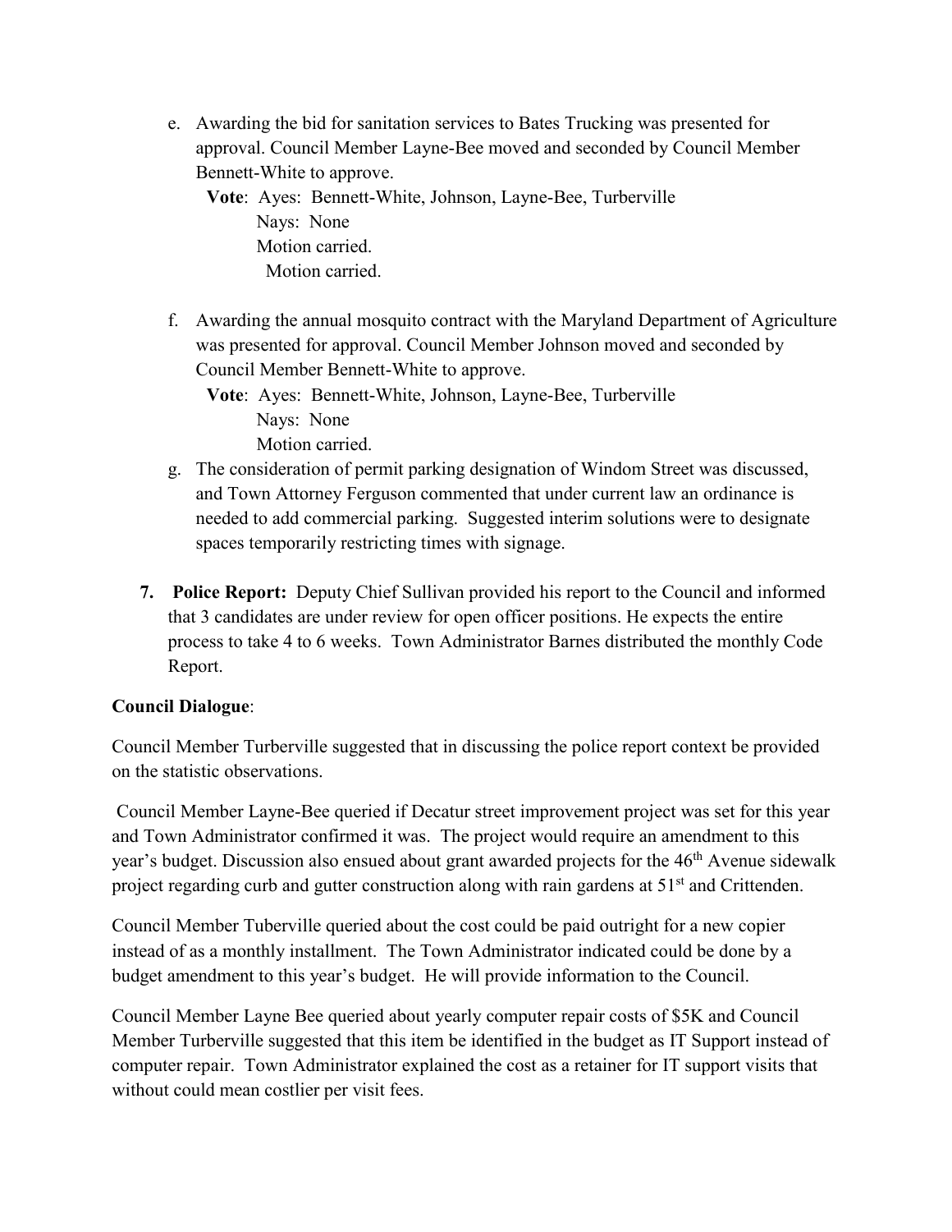e. Awarding the bid for sanitation services to Bates Trucking was presented for approval. Council Member Layne-Bee moved and seconded by Council Member Bennett-White to approve.

   **Vote**: Ayes: Bennett-White, Johnson, Layne-Bee, Turberville
   Nays: None
   Motion carried.
   Motion carried.

f. Awarding the annual mosquito contract with the Maryland Department of Agriculture was presented for approval. Council Member Johnson moved and seconded by Council Member Bennett-White to approve.

   **Vote**: Ayes: Bennett-White, Johnson, Layne-Bee, Turberville
   Nays: None
   Motion carried.

g. The consideration of permit parking designation of Windom Street was discussed, and Town Attorney Ferguson commented that under current law an ordinance is needed to add commercial parking. Suggested interim solutions were to designate spaces temporarily restricting times with signage.

7. **Police Report:** Deputy Chief Sullivan provided his report to the Council and informed that 3 candidates are under review for open officer positions. He expects the entire process to take 4 to 6 weeks. Town Administrator Barnes distributed the monthly Code Report.

**Council Dialogue**:

Council Member Turberville suggested that in discussing the police report context be provided on the statistic observations.

Council Member Layne-Bee queried if Decatur street improvement project was set for this year and Town Administrator confirmed it was. The project would require an amendment to this year's budget. Discussion also ensued about grant awarded projects for the 46th Avenue sidewalk project regarding curb and gutter construction along with rain gardens at 51st and Crittenden.

Council Member Tuberville queried about the cost could be paid outright for a new copier instead of as a monthly installment. The Town Administrator indicated could be done by a budget amendment to this year's budget. He will provide information to the Council.

Council Member Layne Bee queried about yearly computer repair costs of $5K and Council Member Turberville suggested that this item be identified in the budget as IT Support instead of computer repair. Town Administrator explained the cost as a retainer for IT support visits that without could mean costlier per visit fees.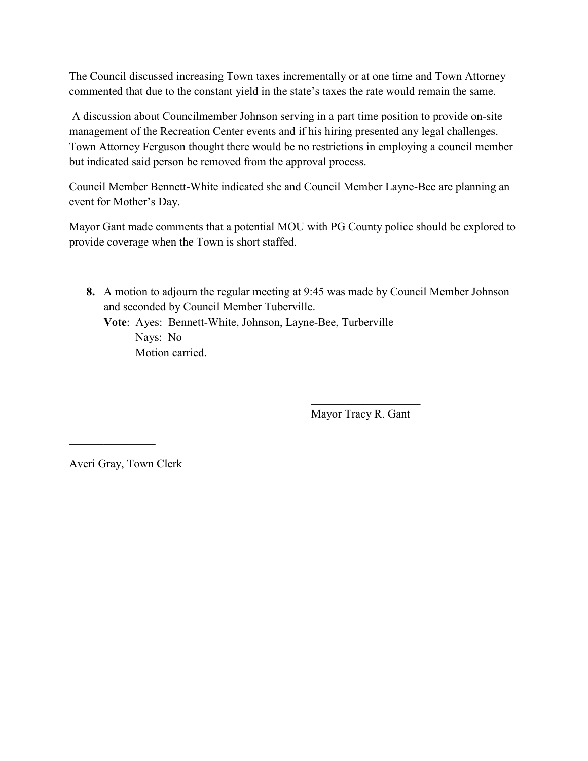The Council discussed increasing Town taxes incrementally or at one time and Town Attorney commented that due to the constant yield in the state's taxes the rate would remain the same.

A discussion about Councilmember Johnson serving in a part time position to provide on-site management of the Recreation Center events and if his hiring presented any legal challenges. Town Attorney Ferguson thought there would be no restrictions in employing a council member but indicated said person be removed from the approval process.

Council Member Bennett-White indicated she and Council Member Layne-Bee are planning an event for Mother's Day.

Mayor Gant made comments that a potential MOU with PG County police should be explored to provide coverage when the Town is short staffed.

8. A motion to adjourn the regular meeting at 9:45 was made by Council Member Johnson and seconded by Council Member Tuberville.
   **Vote**: Ayes: Bennett-White, Johnson, Layne-Bee, Turberville
   Nays: No
   Motion carried.

\_\_\_\_\_\_\_\_\_\_\_\_\_\_\_\_\_\_\_\_

Mayor Tracy R. Gant

\_\_\_\_\_\_\_\_\_\_\_\_\_\_\_

Averi Gray, Town Clerk